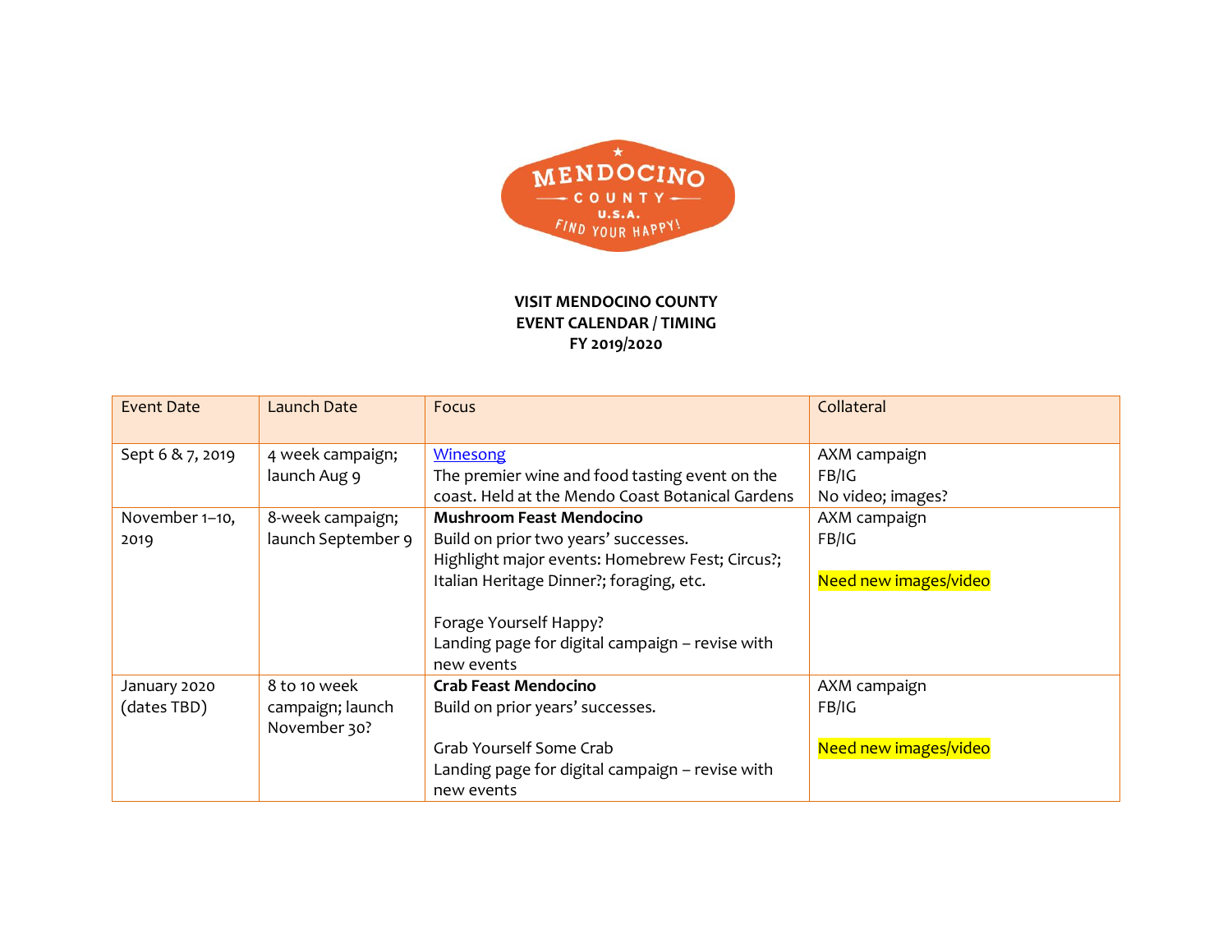**VISIT MENDOCINO COUNTY**
**EVENT CALENDAR / TIMING**
**FY 2019/2020**

| Event Date | Launch Date | Focus | Collateral |
| --- | --- | --- | --- |
| Sept 6 & 7, 2019 | 4 week campaign; launch Aug 9 | Winesong<br>The premier wine and food tasting event on the coast. Held at the Mendo Coast Botanical Gardens | AXM campaign<br>FB/IG<br>No video; images? |
| November 1–10, 2019 | 8-week campaign; launch September 9 | **Mushroom Feast Mendocino**<br>Build on prior two years' successes.<br>Highlight major events: Homebrew Fest; Circus?; Italian Heritage Dinner?; foraging, etc.<br><br>Forage Yourself Happy?<br>Landing page for digital campaign – revise with new events | AXM campaign<br>FB/IG<br><br>Need new images/video |
| January 2020 (dates TBD) | 8 to 10 week campaign; launch November 30? | **Crab Feast Mendocino**<br>Build on prior years' successes.<br><br>Grab Yourself Some Crab<br>Landing page for digital campaign – revise with new events | AXM campaign<br>FB/IG<br><br>Need new images/video |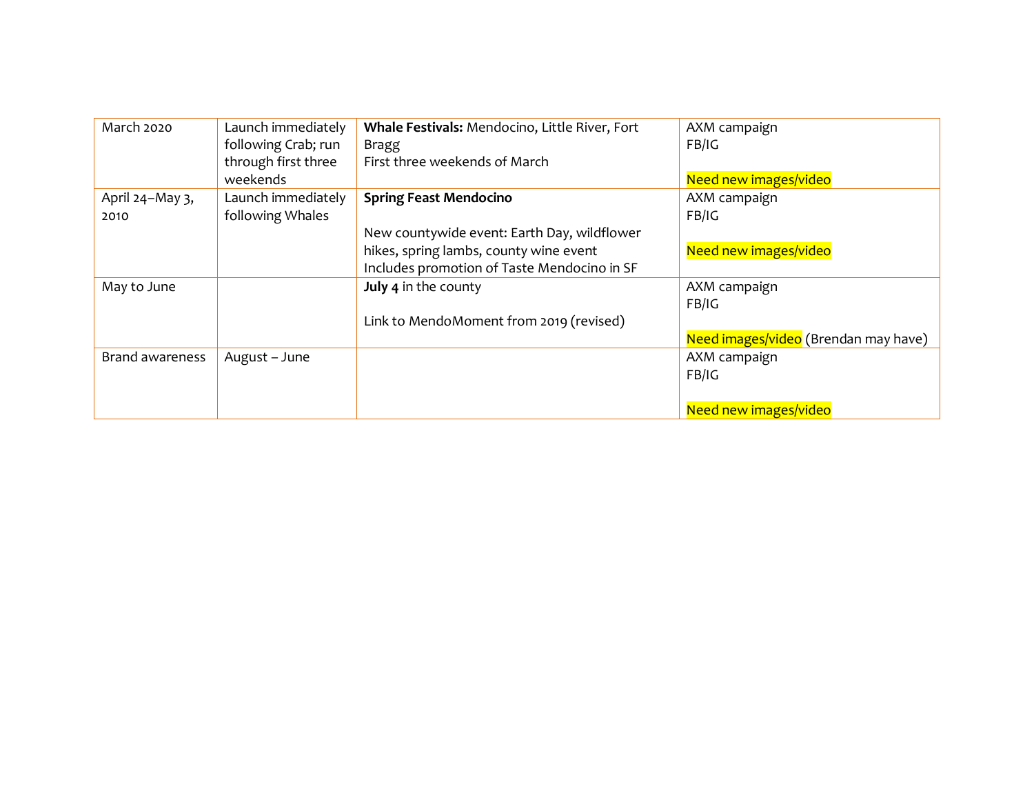| | | | |
|---|---|---|---|
| March 2020 | Launch immediately following Crab; run through first three weekends | **Whale Festivals:** Mendocino, Little River, Fort Bragg<br>First three weekends of March | AXM campaign<br>FB/IG<br><br>Need new images/video |
| April 24–May 3, 2010 | Launch immediately following Whales | **Spring Feast Mendocino**<br><br>New countywide event: Earth Day, wildflower hikes, spring lambs, county wine event<br>Includes promotion of Taste Mendocino in SF | AXM campaign<br>FB/IG<br><br>Need new images/video |
| May to June | | **July 4** in the county<br><br>Link to MendoMoment from 2019 (revised) | AXM campaign<br>FB/IG<br><br>Need images/video (Brendan may have) |
| Brand awareness | August – June | | AXM campaign<br>FB/IG<br><br>Need new images/video |